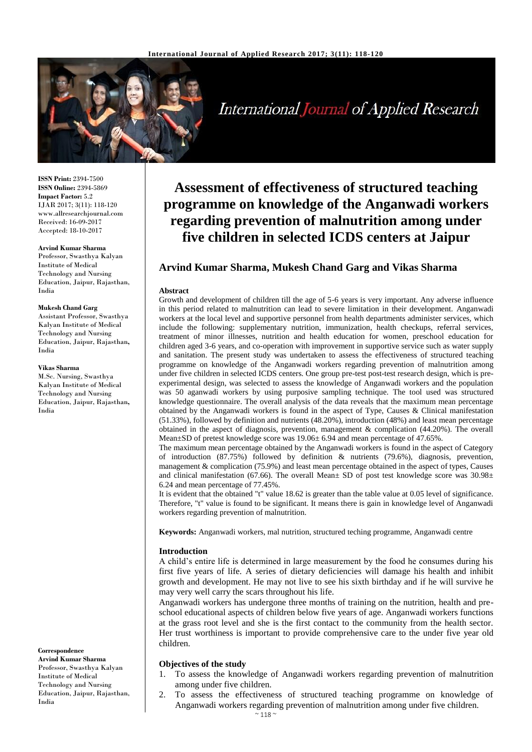# Assessment of effectiveness of structured teaching programme on knowledge of the Anganwadi workers regarding prevention of malnutrition among under five children in selected ICDS centers at Jaipur

**Arvind Kumar Sharma, Mukesh Chand Garg and Vikas Sharma**

**ISSN Print:** 2394-7500
**ISSN Online:** 2394-5869
**Impact Factor:** 5.2
IJAR 2017; 3(11): 118-120
www.allresearchjournal.com
Received: 16-09-2017
Accepted: 18-10-2017

**Arvind Kumar Sharma**
Professor, Swasthya Kalyan Institute of Medical Technology and Nursing Education, Jaipur, Rajasthan, India

**Mukesh Chand Garg**
Assistant Professor, Swasthya Kalyan Institute of Medical Technology and Nursing Education, Jaipur, Rajasthan, India

**Vikas Sharma**
M.Sc. Nursing, Swasthya Kalyan Institute of Medical Technology and Nursing Education, Jaipur, Rajasthan, India

**Correspondence**
**Arvind Kumar Sharma**
Professor, Swasthya Kalyan Institute of Medical Technology and Nursing Education, Jaipur, Rajasthan, India

#### Abstract

Growth and development of children till the age of 5-6 years is very important. Any adverse influence in this period related to malnutrition can lead to severe limitation in their development. Anganwadi workers at the local level and supportive personnel from health departments administer services, which include the following: supplementary nutrition, immunization, health checkups, referral services, treatment of minor illnesses, nutrition and health education for women, preschool education for children aged 3-6 years, and co-operation with improvement in supportive service such as water supply and sanitation. The present study was undertaken to assess the effectiveness of structured teaching programme on knowledge of the Anganwadi workers regarding prevention of malnutrition among under five children in selected ICDS centers. One group pre-test post-test research design, which is pre-experimental design, was selected to assess the knowledge of Anganwadi workers and the population was 50 aganwadi workers by using purposive sampling technique. The tool used was structured knowledge questionnaire. The overall analysis of the data reveals that the maximum mean percentage obtained by the Anganwadi workers is found in the aspect of Type, Causes & Clinical manifestation (51.33%), followed by definition and nutrients (48.20%), introduction (48%) and least mean percentage obtained in the aspect of diagnosis, prevention, management & complication (44.20%). The overall Mean±SD of pretest knowledge score was 19.06± 6.94 and mean percentage of 47.65%.

The maximum mean percentage obtained by the Anganwadi workers is found in the aspect of Category of introduction (87.75%) followed by definition & nutrients (79.6%), diagnosis, prevention, management & complication (75.9%) and least mean percentage obtained in the aspect of types, Causes and clinical manifestation (67.66). The overall Mean± SD of post test knowledge score was 30.98± 6.24 and mean percentage of 77.45%.

It is evident that the obtained "t" value 18.62 is greater than the table value at 0.05 level of significance. Therefore, "t" value is found to be significant. It means there is gain in knowledge level of Anganwadi workers regarding prevention of malnutrition.

**Keywords:** Anganwadi workers, mal nutrition, structured teching programme, Anganwadi centre

#### Introduction

A child's entire life is determined in large measurement by the food he consumes during his first five years of life. A series of dietary deficiencies will damage his health and inhibit growth and development. He may not live to see his sixth birthday and if he will survive he may very well carry the scars throughout his life.

Anganwadi workers has undergone three months of training on the nutrition, health and pre-school educational aspects of children below five years of age. Anganwadi workers functions at the grass root level and she is the first contact to the community from the health sector. Her trust worthiness is important to provide comprehensive care to the under five year old children.

#### Objectives of the study

1. To assess the knowledge of Anganwadi workers regarding prevention of malnutrition among under five children.
2. To assess the effectiveness of structured teaching programme on knowledge of Anganwadi workers regarding prevention of malnutrition among under five children.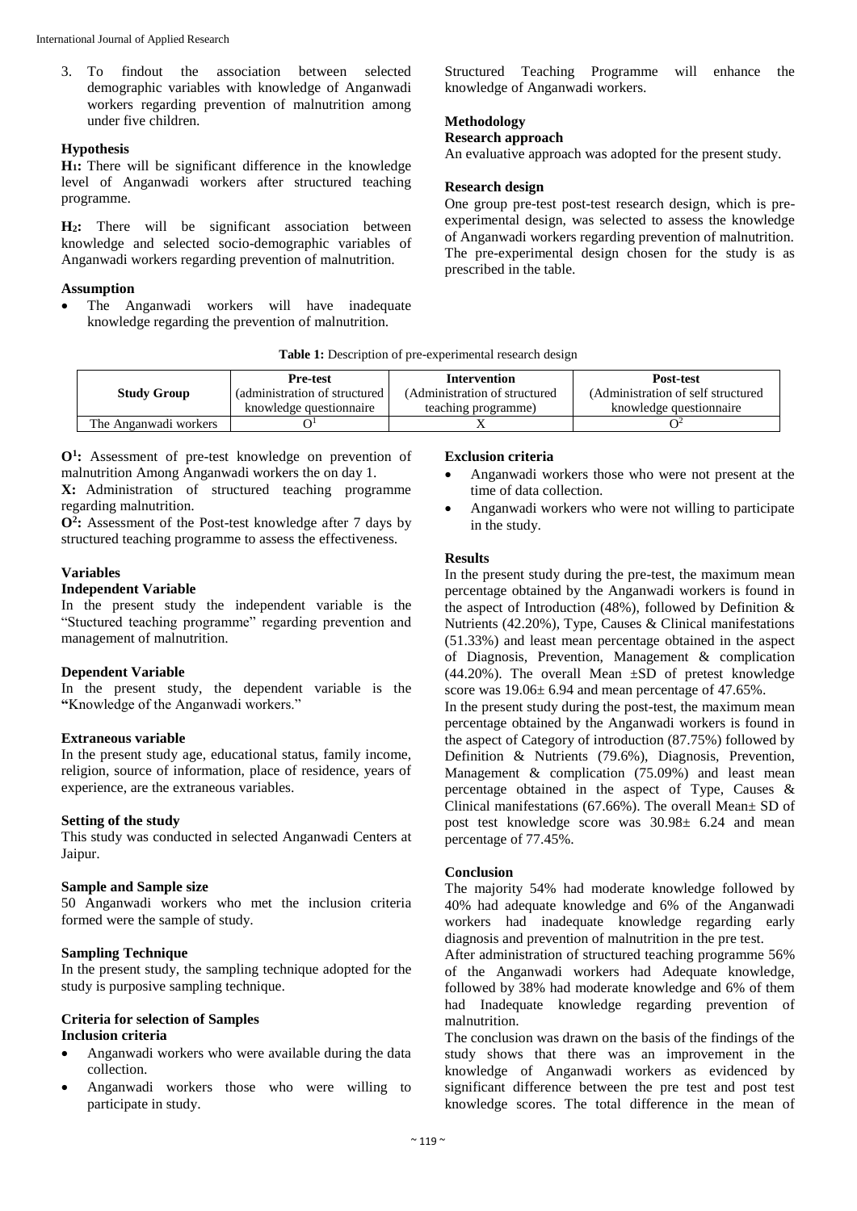3. To findout the association between selected demographic variables with knowledge of Anganwadi workers regarding prevention of malnutrition among under five children.

### Hypothesis

**H1:** There will be significant difference in the knowledge level of Anganwadi workers after structured teaching programme.

**H2:** There will be significant association between knowledge and selected socio-demographic variables of Anganwadi workers regarding prevention of malnutrition.

### Assumption

- The Anganwadi workers will have inadequate knowledge regarding the prevention of malnutrition.

Structured Teaching Programme will enhance the knowledge of Anganwadi workers.

## Methodology

### Research approach

An evaluative approach was adopted for the present study.

### Research design

One group pre-test post-test research design, which is pre-experimental design, was selected to assess the knowledge of Anganwadi workers regarding prevention of malnutrition. The pre-experimental design chosen for the study is as prescribed in the table.

**Table 1:** Description of pre-experimental research design

| Study Group | Pre-test (administration of structured knowledge questionnaire | Intervention (Administration of structured teaching programme) | Post-test (Administration of self structured knowledge questionnaire |
|---|---|---|---|
| The Anganwadi workers | $O^1$ | X | $O^2$ |

**$O^1$:** Assessment of pre-test knowledge on prevention of malnutrition Among Anganwadi workers the on day 1.

**X:** Administration of structured teaching programme regarding malnutrition.

**$O^2$:** Assessment of the Post-test knowledge after 7 days by structured teaching programme to assess the effectiveness.

### Variables

#### Independent Variable

In the present study the independent variable is the "Stuctured teaching programme" regarding prevention and management of malnutrition.

#### Dependent Variable

In the present study, the dependent variable is the **"**Knowledge of the Anganwadi workers."

#### Extraneous variable

In the present study age, educational status, family income, religion, source of information, place of residence, years of experience, are the extraneous variables.

### Setting of the study

This study was conducted in selected Anganwadi Centers at Jaipur.

### Sample and Sample size

50 Anganwadi workers who met the inclusion criteria formed were the sample of study.

### Sampling Technique

In the present study, the sampling technique adopted for the study is purposive sampling technique.

### Criteria for selection of Samples

#### Inclusion criteria

- Anganwadi workers who were available during the data collection.
- Anganwadi workers those who were willing to participate in study.

#### Exclusion criteria

- Anganwadi workers those who were not present at the time of data collection.
- Anganwadi workers who were not willing to participate in the study.

## Results

In the present study during the pre-test, the maximum mean percentage obtained by the Anganwadi workers is found in the aspect of Introduction (48%), followed by Definition & Nutrients (42.20%), Type, Causes & Clinical manifestations (51.33%) and least mean percentage obtained in the aspect of Diagnosis, Prevention, Management & complication (44.20%). The overall Mean ±SD of pretest knowledge score was 19.06± 6.94 and mean percentage of 47.65%.

In the present study during the post-test, the maximum mean percentage obtained by the Anganwadi workers is found in the aspect of Category of introduction (87.75%) followed by Definition & Nutrients (79.6%), Diagnosis, Prevention, Management & complication (75.09%) and least mean percentage obtained in the aspect of Type, Causes & Clinical manifestations (67.66%). The overall Mean± SD of post test knowledge score was 30.98± 6.24 and mean percentage of 77.45%.

## Conclusion

The majority 54% had moderate knowledge followed by 40% had adequate knowledge and 6% of the Anganwadi workers had inadequate knowledge regarding early diagnosis and prevention of malnutrition in the pre test.

After administration of structured teaching programme 56% of the Anganwadi workers had Adequate knowledge, followed by 38% had moderate knowledge and 6% of them had Inadequate knowledge regarding prevention of malnutrition.

The conclusion was drawn on the basis of the findings of the study shows that there was an improvement in the knowledge of Anganwadi workers as evidenced by significant difference between the pre test and post test knowledge scores. The total difference in the mean of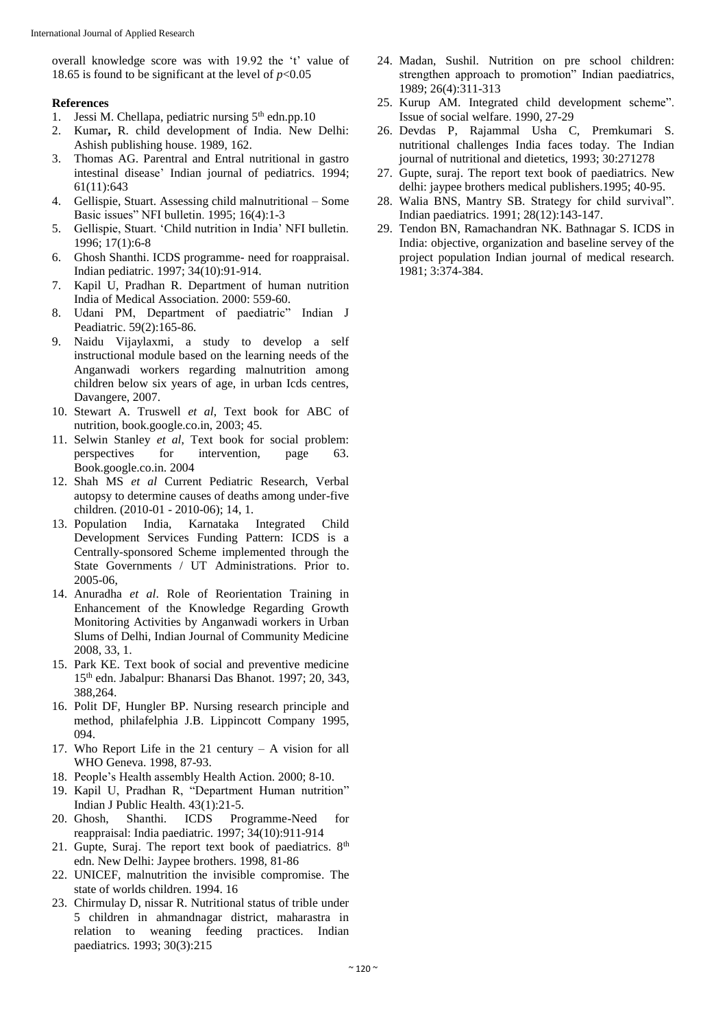overall knowledge score was with 19.92 the 't' value of 18.65 is found to be significant at the level of $p<0.05$

## References

1. Jessi M. Chellapa, pediatric nursing 5th edn.pp.10
2. Kumar**,** R. child development of India. New Delhi: Ashish publishing house. 1989, 162.
3. Thomas AG. Parentral and Entral nutritional in gastro intestinal disease' Indian journal of pediatrics. 1994; 61(11):643
4. Gellispie, Stuart. Assessing child malnutritional – Some Basic issues" NFI bulletin. 1995; 16(4):1-3
5. Gellispie, Stuart. 'Child nutrition in India' NFI bulletin. 1996; 17(1):6-8
6. Ghosh Shanthi. ICDS programme- need for roappraisal. Indian pediatric. 1997; 34(10):91-914.
7. Kapil U, Pradhan R. Department of human nutrition India of Medical Association. 2000: 559-60.
8. Udani PM, Department of paediatric" Indian J Peadiatric. 59(2):165-86.
9. Naidu Vijaylaxmi, a study to develop a self instructional module based on the learning needs of the Anganwadi workers regarding malnutrition among children below six years of age, in urban Icds centres, Davangere, 2007.
10. Stewart A. Truswell *et al*, Text book for ABC of nutrition, book.google.co.in, 2003; 45.
11. Selwin Stanley *et al*, Text book for social problem: perspectives for intervention, page 63. Book.google.co.in. 2004
12. Shah MS *et al* Current Pediatric Research, Verbal autopsy to determine causes of deaths among under-five children. (2010-01 - 2010-06); 14, 1.
13. Population India, Karnataka Integrated Child Development Services Funding Pattern: ICDS is a Centrally-sponsored Scheme implemented through the State Governments / UT Administrations. Prior to. 2005-06,
14. Anuradha *et al*. Role of Reorientation Training in Enhancement of the Knowledge Regarding Growth Monitoring Activities by Anganwadi workers in Urban Slums of Delhi, Indian Journal of Community Medicine 2008, 33, 1.
15. Park KE. Text book of social and preventive medicine 15th edn. Jabalpur: Bhanarsi Das Bhanot. 1997; 20, 343, 388,264.
16. Polit DF, Hungler BP. Nursing research principle and method, philafelphia J.B. Lippincott Company 1995, 094.
17. Who Report Life in the 21 century – A vision for all WHO Geneva. 1998, 87-93.
18. People's Health assembly Health Action. 2000; 8-10.
19. Kapil U, Pradhan R, "Department Human nutrition" Indian J Public Health. 43(1):21-5.
20. Ghosh, Shanthi. ICDS Programme-Need for reappraisal: India paediatric. 1997; 34(10):911-914
21. Gupte, Suraj. The report text book of paediatrics. 8th edn. New Delhi: Jaypee brothers. 1998, 81-86
22. UNICEF, malnutrition the invisible compromise. The state of worlds children. 1994. 16
23. Chirmulay D, nissar R. Nutritional status of trible under 5 children in ahmandnagar district, maharastra in relation to weaning feeding practices. Indian paediatrics. 1993; 30(3):215
24. Madan, Sushil. Nutrition on pre school children: strengthen approach to promotion" Indian paediatrics, 1989; 26(4):311-313
25. Kurup AM. Integrated child development scheme". Issue of social welfare. 1990, 27-29
26. Devdas P, Rajammal Usha C, Premkumari S. nutritional challenges India faces today. The Indian journal of nutritional and dietetics, 1993; 30:271278
27. Gupte, suraj. The report text book of paediatrics. New delhi: jaypee brothers medical publishers.1995; 40-95.
28. Walia BNS, Mantry SB. Strategy for child survival". Indian paediatrics. 1991; 28(12):143-147.
29. Tendon BN, Ramachandran NK. Bathnagar S. ICDS in India: objective, organization and baseline servey of the project population Indian journal of medical research. 1981; 3:374-384.